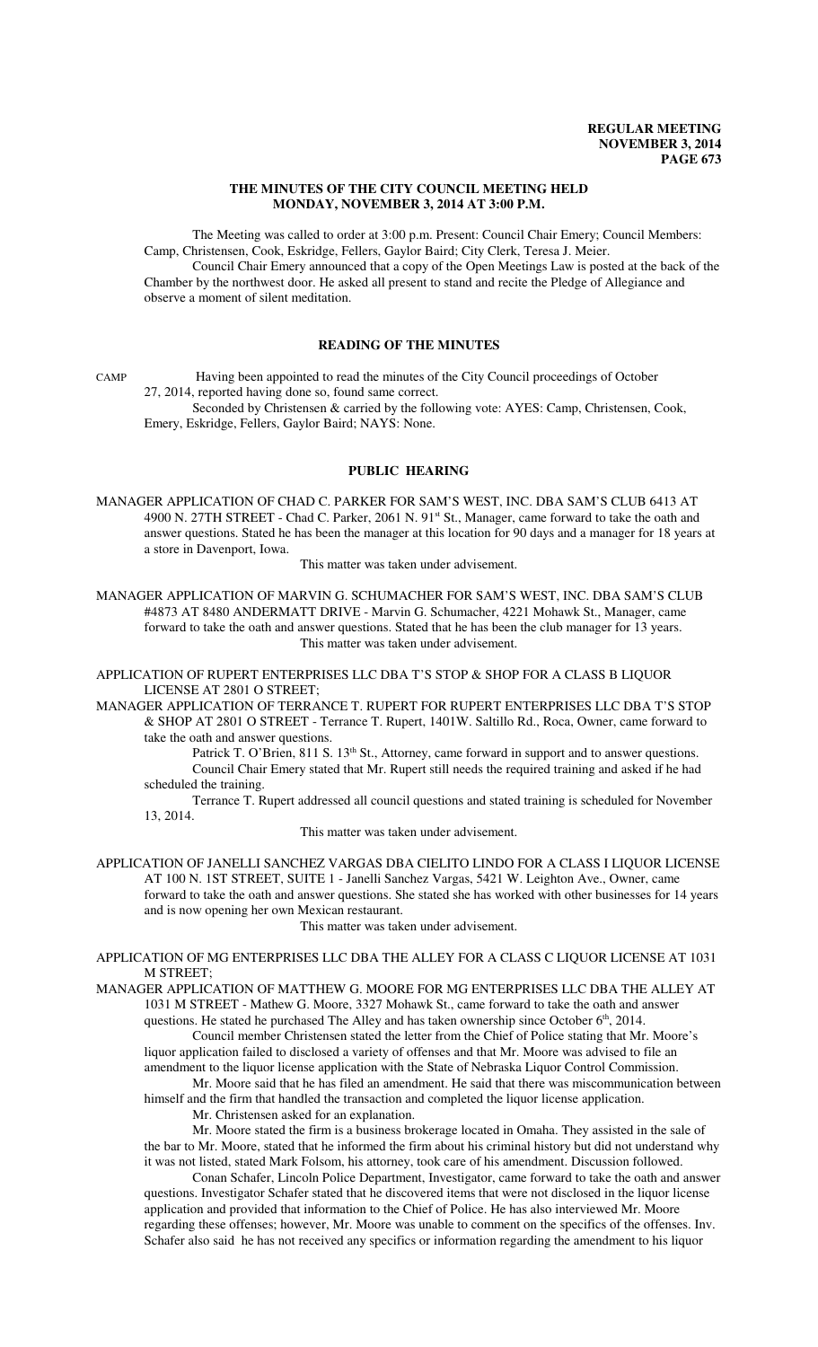# THE MINUTES OF THE CITY COUNCIL MEETING HELD MONDAY, NOVEMBER 3, 2014 AT 3:00 P.M.

The Meeting was called to order at 3:00 p.m. Present: Council Chair Emery; Council Members: Camp, Christensen, Cook, Eskridge, Fellers, Gaylor Baird; City Clerk, Teresa J. Meier.

Council Chair Emery announced that a copy of the Open Meetings Law is posted at the back of the Chamber by the northwest door. He asked all present to stand and recite the Pledge of Allegiance and observe a moment of silent meditation.

## READING OF THE MINUTES

CAMP Having been appointed to read the minutes of the City Council proceedings of October 27, 2014, reported having done so, found same correct.

Seconded by Christensen & carried by the following vote: AYES: Camp, Christensen, Cook, Emery, Eskridge, Fellers, Gaylor Baird; NAYS: None.

## PUBLIC HEARING

MANAGER APPLICATION OF CHAD C. PARKER FOR SAM'S WEST, INC. DBA SAM'S CLUB 6413 AT 4900 N. 27TH STREET - Chad C. Parker, 2061 N. 91st St., Manager, came forward to take the oath and answer questions. Stated he has been the manager at this location for 90 days and a manager for 18 years at a store in Davenport, Iowa.

This matter was taken under advisement.

MANAGER APPLICATION OF MARVIN G. SCHUMACHER FOR SAM'S WEST, INC. DBA SAM'S CLUB #4873 AT 8480 ANDERMATT DRIVE - Marvin G. Schumacher, 4221 Mohawk St., Manager, came forward to take the oath and answer questions. Stated that he has been the club manager for 13 years.

This matter was taken under advisement.

APPLICATION OF RUPERT ENTERPRISES LLC DBA T'S STOP & SHOP FOR A CLASS B LIQUOR LICENSE AT 2801 O STREET;

MANAGER APPLICATION OF TERRANCE T. RUPERT FOR RUPERT ENTERPRISES LLC DBA T'S STOP & SHOP AT 2801 O STREET - Terrance T. Rupert, 1401W. Saltillo Rd., Roca, Owner, came forward to take the oath and answer questions.

Patrick T. O'Brien, 811 S. 13th St., Attorney, came forward in support and to answer questions.

Council Chair Emery stated that Mr. Rupert still needs the required training and asked if he had scheduled the training.

Terrance T. Rupert addressed all council questions and stated training is scheduled for November 13, 2014.

This matter was taken under advisement.

APPLICATION OF JANELLI SANCHEZ VARGAS DBA CIELITO LINDO FOR A CLASS I LIQUOR LICENSE AT 100 N. 1ST STREET, SUITE 1 - Janelli Sanchez Vargas, 5421 W. Leighton Ave., Owner, came forward to take the oath and answer questions. She stated she has worked with other businesses for 14 years and is now opening her own Mexican restaurant.

This matter was taken under advisement.

APPLICATION OF MG ENTERPRISES LLC DBA THE ALLEY FOR A CLASS C LIQUOR LICENSE AT 1031 M STREET;

MANAGER APPLICATION OF MATTHEW G. MOORE FOR MG ENTERPRISES LLC DBA THE ALLEY AT 1031 M STREET - Mathew G. Moore, 3327 Mohawk St., came forward to take the oath and answer questions. He stated he purchased The Alley and has taken ownership since October 6th, 2014.

Council member Christensen stated the letter from the Chief of Police stating that Mr. Moore's liquor application failed to disclosed a variety of offenses and that Mr. Moore was advised to file an amendment to the liquor license application with the State of Nebraska Liquor Control Commission.

Mr. Moore said that he has filed an amendment. He said that there was miscommunication between himself and the firm that handled the transaction and completed the liquor license application.

Mr. Christensen asked for an explanation.

Mr. Moore stated the firm is a business brokerage located in Omaha. They assisted in the sale of the bar to Mr. Moore, stated that he informed the firm about his criminal history but did not understand why it was not listed, stated Mark Folsom, his attorney, took care of his amendment. Discussion followed.

Conan Schafer, Lincoln Police Department, Investigator, came forward to take the oath and answer questions. Investigator Schafer stated that he discovered items that were not disclosed in the liquor license application and provided that information to the Chief of Police. He has also interviewed Mr. Moore regarding these offenses; however, Mr. Moore was unable to comment on the specifics of the offenses. Inv. Schafer also said he has not received any specifics or information regarding the amendment to his liquor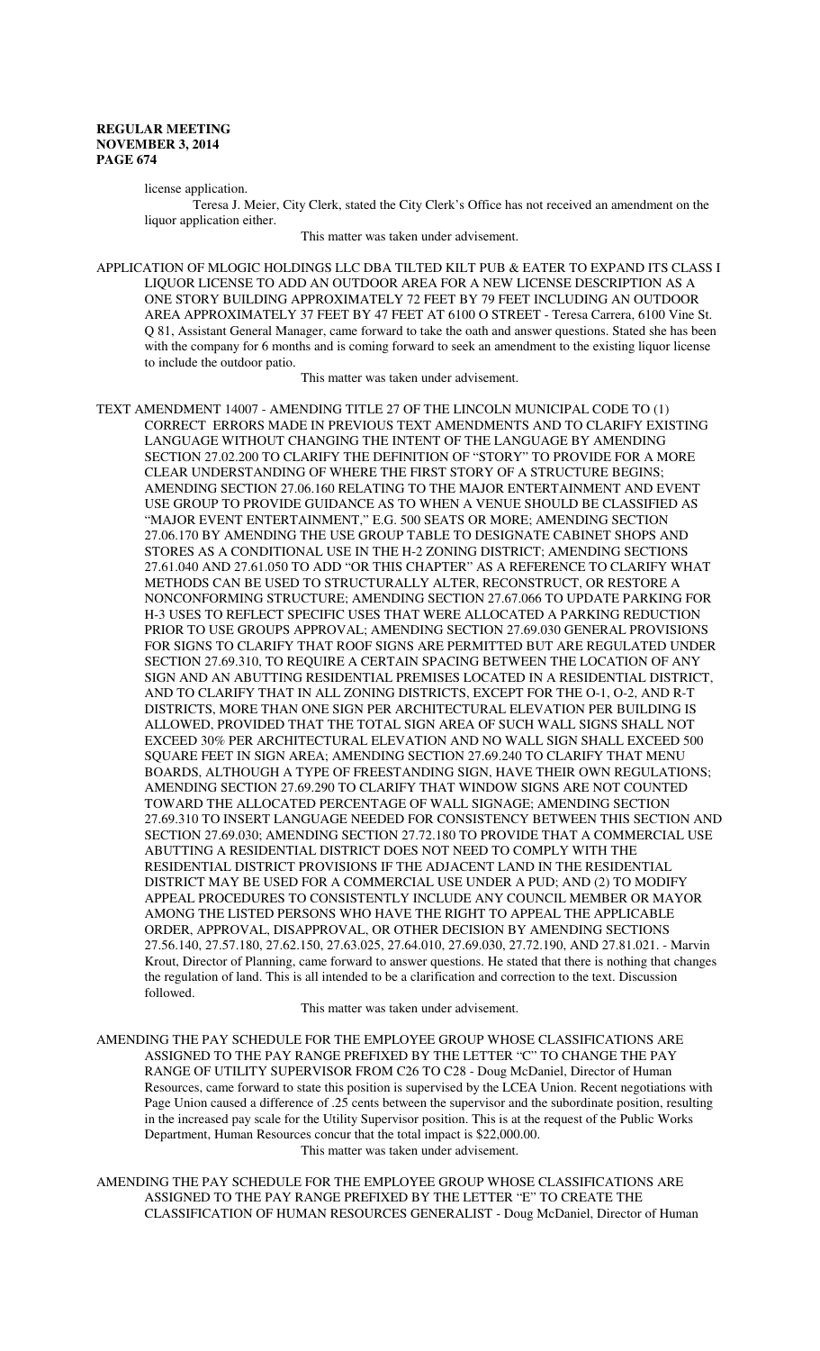license application.

Teresa J. Meier, City Clerk, stated the City Clerk's Office has not received an amendment on the liquor application either.

This matter was taken under advisement.

APPLICATION OF MLOGIC HOLDINGS LLC DBA TILTED KILT PUB & EATER TO EXPAND ITS CLASS I LIQUOR LICENSE TO ADD AN OUTDOOR AREA FOR A NEW LICENSE DESCRIPTION AS A ONE STORY BUILDING APPROXIMATELY 72 FEET BY 79 FEET INCLUDING AN OUTDOOR AREA APPROXIMATELY 37 FEET BY 47 FEET AT 6100 O STREET - Teresa Carrera, 6100 Vine St. Q 81, Assistant General Manager, came forward to take the oath and answer questions. Stated she has been with the company for 6 months and is coming forward to seek an amendment to the existing liquor license to include the outdoor patio.

This matter was taken under advisement.

TEXT AMENDMENT 14007 - AMENDING TITLE 27 OF THE LINCOLN MUNICIPAL CODE TO (1) CORRECT ERRORS MADE IN PREVIOUS TEXT AMENDMENTS AND TO CLARIFY EXISTING LANGUAGE WITHOUT CHANGING THE INTENT OF THE LANGUAGE BY AMENDING SECTION 27.02.200 TO CLARIFY THE DEFINITION OF "STORY" TO PROVIDE FOR A MORE CLEAR UNDERSTANDING OF WHERE THE FIRST STORY OF A STRUCTURE BEGINS; AMENDING SECTION 27.06.160 RELATING TO THE MAJOR ENTERTAINMENT AND EVENT USE GROUP TO PROVIDE GUIDANCE AS TO WHEN A VENUE SHOULD BE CLASSIFIED AS "MAJOR EVENT ENTERTAINMENT," E.G. 500 SEATS OR MORE; AMENDING SECTION 27.06.170 BY AMENDING THE USE GROUP TABLE TO DESIGNATE CABINET SHOPS AND STORES AS A CONDITIONAL USE IN THE H-2 ZONING DISTRICT; AMENDING SECTIONS 27.61.040 AND 27.61.050 TO ADD "OR THIS CHAPTER" AS A REFERENCE TO CLARIFY WHAT METHODS CAN BE USED TO STRUCTURALLY ALTER, RECONSTRUCT, OR RESTORE A NONCONFORMING STRUCTURE; AMENDING SECTION 27.67.066 TO UPDATE PARKING FOR H-3 USES TO REFLECT SPECIFIC USES THAT WERE ALLOCATED A PARKING REDUCTION PRIOR TO USE GROUPS APPROVAL; AMENDING SECTION 27.69.030 GENERAL PROVISIONS FOR SIGNS TO CLARIFY THAT ROOF SIGNS ARE PERMITTED BUT ARE REGULATED UNDER SECTION 27.69.310, TO REQUIRE A CERTAIN SPACING BETWEEN THE LOCATION OF ANY SIGN AND AN ABUTTING RESIDENTIAL PREMISES LOCATED IN A RESIDENTIAL DISTRICT, AND TO CLARIFY THAT IN ALL ZONING DISTRICTS, EXCEPT FOR THE O-1, O-2, AND R-T DISTRICTS, MORE THAN ONE SIGN PER ARCHITECTURAL ELEVATION PER BUILDING IS ALLOWED, PROVIDED THAT THE TOTAL SIGN AREA OF SUCH WALL SIGNS SHALL NOT EXCEED 30% PER ARCHITECTURAL ELEVATION AND NO WALL SIGN SHALL EXCEED 500 SQUARE FEET IN SIGN AREA; AMENDING SECTION 27.69.240 TO CLARIFY THAT MENU BOARDS, ALTHOUGH A TYPE OF FREESTANDING SIGN, HAVE THEIR OWN REGULATIONS; AMENDING SECTION 27.69.290 TO CLARIFY THAT WINDOW SIGNS ARE NOT COUNTED TOWARD THE ALLOCATED PERCENTAGE OF WALL SIGNAGE; AMENDING SECTION 27.69.310 TO INSERT LANGUAGE NEEDED FOR CONSISTENCY BETWEEN THIS SECTION AND SECTION 27.69.030; AMENDING SECTION 27.72.180 TO PROVIDE THAT A COMMERCIAL USE ABUTTING A RESIDENTIAL DISTRICT DOES NOT NEED TO COMPLY WITH THE RESIDENTIAL DISTRICT PROVISIONS IF THE ADJACENT LAND IN THE RESIDENTIAL DISTRICT MAY BE USED FOR A COMMERCIAL USE UNDER A PUD; AND (2) TO MODIFY APPEAL PROCEDURES TO CONSISTENTLY INCLUDE ANY COUNCIL MEMBER OR MAYOR AMONG THE LISTED PERSONS WHO HAVE THE RIGHT TO APPEAL THE APPLICABLE ORDER, APPROVAL, DISAPPROVAL, OR OTHER DECISION BY AMENDING SECTIONS 27.56.140, 27.57.180, 27.62.150, 27.63.025, 27.64.010, 27.69.030, 27.72.190, AND 27.81.021. - Marvin Krout, Director of Planning, came forward to answer questions. He stated that there is nothing that changes the regulation of land. This is all intended to be a clarification and correction to the text. Discussion followed.

This matter was taken under advisement.

AMENDING THE PAY SCHEDULE FOR THE EMPLOYEE GROUP WHOSE CLASSIFICATIONS ARE ASSIGNED TO THE PAY RANGE PREFIXED BY THE LETTER "C" TO CHANGE THE PAY RANGE OF UTILITY SUPERVISOR FROM C26 TO C28 - Doug McDaniel, Director of Human Resources, came forward to state this position is supervised by the LCEA Union. Recent negotiations with Page Union caused a difference of .25 cents between the supervisor and the subordinate position, resulting in the increased pay scale for the Utility Supervisor position. This is at the request of the Public Works Department, Human Resources concur that the total impact is $22,000.00.

This matter was taken under advisement.

AMENDING THE PAY SCHEDULE FOR THE EMPLOYEE GROUP WHOSE CLASSIFICATIONS ARE ASSIGNED TO THE PAY RANGE PREFIXED BY THE LETTER "E" TO CREATE THE CLASSIFICATION OF HUMAN RESOURCES GENERALIST - Doug McDaniel, Director of Human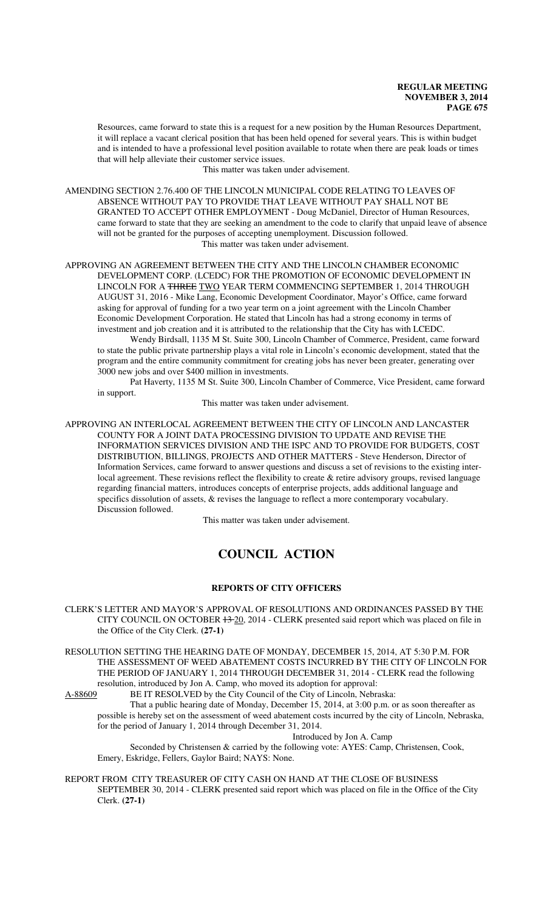Resources, came forward to state this is a request for a new position by the Human Resources Department, it will replace a vacant clerical position that has been held opened for several years. This is within budget and is intended to have a professional level position available to rotate when there are peak loads or times that will help alleviate their customer service issues.

This matter was taken under advisement.

AMENDING SECTION 2.76.400 OF THE LINCOLN MUNICIPAL CODE RELATING TO LEAVES OF ABSENCE WITHOUT PAY TO PROVIDE THAT LEAVE WITHOUT PAY SHALL NOT BE GRANTED TO ACCEPT OTHER EMPLOYMENT - Doug McDaniel, Director of Human Resources, came forward to state that they are seeking an amendment to the code to clarify that unpaid leave of absence will not be granted for the purposes of accepting unemployment. Discussion followed.

This matter was taken under advisement.

APPROVING AN AGREEMENT BETWEEN THE CITY AND THE LINCOLN CHAMBER ECONOMIC DEVELOPMENT CORP. (LCEDC) FOR THE PROMOTION OF ECONOMIC DEVELOPMENT IN LINCOLN FOR A ~~THREE~~ TWO YEAR TERM COMMENCING SEPTEMBER 1, 2014 THROUGH AUGUST 31, 2016 - Mike Lang, Economic Development Coordinator, Mayor's Office, came forward asking for approval of funding for a two year term on a joint agreement with the Lincoln Chamber Economic Development Corporation. He stated that Lincoln has had a strong economy in terms of investment and job creation and it is attributed to the relationship that the City has with LCEDC.

Wendy Birdsall, 1135 M St. Suite 300, Lincoln Chamber of Commerce, President, came forward to state the public private partnership plays a vital role in Lincoln's economic development, stated that the program and the entire community commitment for creating jobs has never been greater, generating over 3000 new jobs and over $400 million in investments.

Pat Haverty, 1135 M St. Suite 300, Lincoln Chamber of Commerce, Vice President, came forward in support.

This matter was taken under advisement.

APPROVING AN INTERLOCAL AGREEMENT BETWEEN THE CITY OF LINCOLN AND LANCASTER COUNTY FOR A JOINT DATA PROCESSING DIVISION TO UPDATE AND REVISE THE INFORMATION SERVICES DIVISION AND THE ISPC AND TO PROVIDE FOR BUDGETS, COST DISTRIBUTION, BILLINGS, PROJECTS AND OTHER MATTERS - Steve Henderson, Director of Information Services, came forward to answer questions and discuss a set of revisions to the existing inter-local agreement. These revisions reflect the flexibility to create & retire advisory groups, revised language regarding financial matters, introduces concepts of enterprise projects, adds additional language and specifics dissolution of assets, & revises the language to reflect a more contemporary vocabulary. Discussion followed.

This matter was taken under advisement.

# COUNCIL ACTION

## REPORTS OF CITY OFFICERS

CLERK'S LETTER AND MAYOR'S APPROVAL OF RESOLUTIONS AND ORDINANCES PASSED BY THE CITY COUNCIL ON OCTOBER ~~13~~ 20, 2014 - CLERK presented said report which was placed on file in the Office of the City Clerk. **(27-1)**

RESOLUTION SETTING THE HEARING DATE OF MONDAY, DECEMBER 15, 2014, AT 5:30 P.M. FOR THE ASSESSMENT OF WEED ABATEMENT COSTS INCURRED BY THE CITY OF LINCOLN FOR THE PERIOD OF JANUARY 1, 2014 THROUGH DECEMBER 31, 2014 - CLERK read the following resolution, introduced by Jon A. Camp, who moved its adoption for approval:

A-88609 BE IT RESOLVED by the City Council of the City of Lincoln, Nebraska:

That a public hearing date of Monday, December 15, 2014, at 3:00 p.m. or as soon thereafter as possible is hereby set on the assessment of weed abatement costs incurred by the city of Lincoln, Nebraska, for the period of January 1, 2014 through December 31, 2014.

Introduced by Jon A. Camp

Seconded by Christensen & carried by the following vote: AYES: Camp, Christensen, Cook, Emery, Eskridge, Fellers, Gaylor Baird; NAYS: None.

REPORT FROM CITY TREASURER OF CITY CASH ON HAND AT THE CLOSE OF BUSINESS SEPTEMBER 30, 2014 - CLERK presented said report which was placed on file in the Office of the City Clerk. **(27-1)**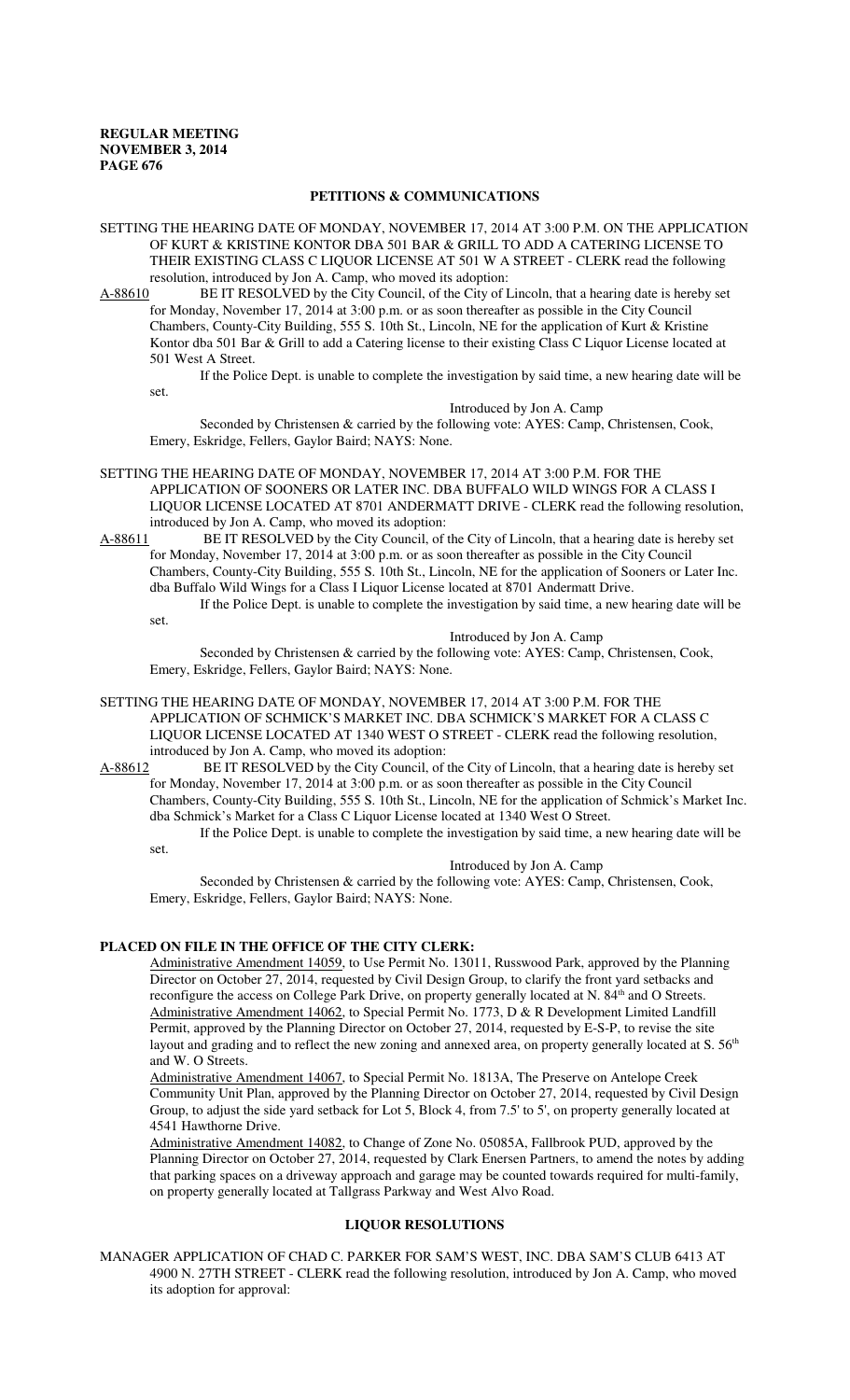## PETITIONS & COMMUNICATIONS

SETTING THE HEARING DATE OF MONDAY, NOVEMBER 17, 2014 AT 3:00 P.M. ON THE APPLICATION OF KURT & KRISTINE KONTOR DBA 501 BAR & GRILL TO ADD A CATERING LICENSE TO THEIR EXISTING CLASS C LIQUOR LICENSE AT 501 W A STREET - CLERK read the following resolution, introduced by Jon A. Camp, who moved its adoption:

A-88610 BE IT RESOLVED by the City Council, of the City of Lincoln, that a hearing date is hereby set for Monday, November 17, 2014 at 3:00 p.m. or as soon thereafter as possible in the City Council Chambers, County-City Building, 555 S. 10th St., Lincoln, NE for the application of Kurt & Kristine Kontor dba 501 Bar & Grill to add a Catering license to their existing Class C Liquor License located at 501 West A Street.

If the Police Dept. is unable to complete the investigation by said time, a new hearing date will be set.

Introduced by Jon A. Camp

Seconded by Christensen & carried by the following vote: AYES: Camp, Christensen, Cook, Emery, Eskridge, Fellers, Gaylor Baird; NAYS: None.

SETTING THE HEARING DATE OF MONDAY, NOVEMBER 17, 2014 AT 3:00 P.M. FOR THE APPLICATION OF SOONERS OR LATER INC. DBA BUFFALO WILD WINGS FOR A CLASS I LIQUOR LICENSE LOCATED AT 8701 ANDERMATT DRIVE - CLERK read the following resolution, introduced by Jon A. Camp, who moved its adoption:

A-88611 BE IT RESOLVED by the City Council, of the City of Lincoln, that a hearing date is hereby set for Monday, November 17, 2014 at 3:00 p.m. or as soon thereafter as possible in the City Council Chambers, County-City Building, 555 S. 10th St., Lincoln, NE for the application of Sooners or Later Inc. dba Buffalo Wild Wings for a Class I Liquor License located at 8701 Andermatt Drive.

If the Police Dept. is unable to complete the investigation by said time, a new hearing date will be set.

Introduced by Jon A. Camp

Seconded by Christensen & carried by the following vote: AYES: Camp, Christensen, Cook, Emery, Eskridge, Fellers, Gaylor Baird; NAYS: None.

SETTING THE HEARING DATE OF MONDAY, NOVEMBER 17, 2014 AT 3:00 P.M. FOR THE APPLICATION OF SCHMICK'S MARKET INC. DBA SCHMICK'S MARKET FOR A CLASS C LIQUOR LICENSE LOCATED AT 1340 WEST O STREET - CLERK read the following resolution, introduced by Jon A. Camp, who moved its adoption:

A-88612 BE IT RESOLVED by the City Council, of the City of Lincoln, that a hearing date is hereby set for Monday, November 17, 2014 at 3:00 p.m. or as soon thereafter as possible in the City Council Chambers, County-City Building, 555 S. 10th St., Lincoln, NE for the application of Schmick's Market Inc. dba Schmick's Market for a Class C Liquor License located at 1340 West O Street.

If the Police Dept. is unable to complete the investigation by said time, a new hearing date will be set.

Introduced by Jon A. Camp

Seconded by Christensen & carried by the following vote: AYES: Camp, Christensen, Cook, Emery, Eskridge, Fellers, Gaylor Baird; NAYS: None.

## PLACED ON FILE IN THE OFFICE OF THE CITY CLERK:

Administrative Amendment 14059, to Use Permit No. 13011, Russwood Park, approved by the Planning Director on October 27, 2014, requested by Civil Design Group, to clarify the front yard setbacks and reconfigure the access on College Park Drive, on property generally located at N. 84th and O Streets.

Administrative Amendment 14062, to Special Permit No. 1773, D & R Development Limited Landfill Permit, approved by the Planning Director on October 27, 2014, requested by E-S-P, to revise the site layout and grading and to reflect the new zoning and annexed area, on property generally located at S. 56th and W. O Streets.

Administrative Amendment 14067, to Special Permit No. 1813A, The Preserve on Antelope Creek Community Unit Plan, approved by the Planning Director on October 27, 2014, requested by Civil Design Group, to adjust the side yard setback for Lot 5, Block 4, from 7.5' to 5', on property generally located at 4541 Hawthorne Drive.

Administrative Amendment 14082, to Change of Zone No. 05085A, Fallbrook PUD, approved by the Planning Director on October 27, 2014, requested by Clark Enersen Partners, to amend the notes by adding that parking spaces on a driveway approach and garage may be counted towards required for multi-family, on property generally located at Tallgrass Parkway and West Alvo Road.

## LIQUOR RESOLUTIONS

MANAGER APPLICATION OF CHAD C. PARKER FOR SAM'S WEST, INC. DBA SAM'S CLUB 6413 AT 4900 N. 27TH STREET - CLERK read the following resolution, introduced by Jon A. Camp, who moved its adoption for approval: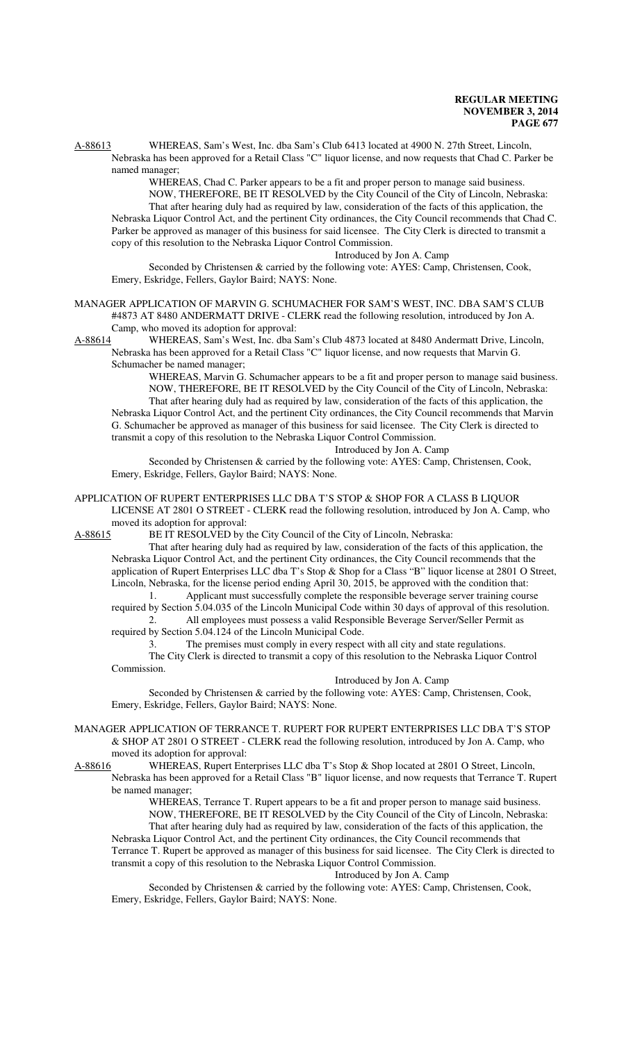A-88613 WHEREAS, Sam's West, Inc. dba Sam's Club 6413 located at 4900 N. 27th Street, Lincoln, Nebraska has been approved for a Retail Class "C" liquor license, and now requests that Chad C. Parker be named manager;

WHEREAS, Chad C. Parker appears to be a fit and proper person to manage said business.

NOW, THEREFORE, BE IT RESOLVED by the City Council of the City of Lincoln, Nebraska:

That after hearing duly had as required by law, consideration of the facts of this application, the Nebraska Liquor Control Act, and the pertinent City ordinances, the City Council recommends that Chad C. Parker be approved as manager of this business for said licensee. The City Clerk is directed to transmit a copy of this resolution to the Nebraska Liquor Control Commission.

Introduced by Jon A. Camp

Seconded by Christensen & carried by the following vote: AYES: Camp, Christensen, Cook, Emery, Eskridge, Fellers, Gaylor Baird; NAYS: None.

MANAGER APPLICATION OF MARVIN G. SCHUMACHER FOR SAM'S WEST, INC. DBA SAM'S CLUB #4873 AT 8480 ANDERMATT DRIVE - CLERK read the following resolution, introduced by Jon A. Camp, who moved its adoption for approval:

A-88614 WHEREAS, Sam's West, Inc. dba Sam's Club 4873 located at 8480 Andermatt Drive, Lincoln, Nebraska has been approved for a Retail Class "C" liquor license, and now requests that Marvin G. Schumacher be named manager;

WHEREAS, Marvin G. Schumacher appears to be a fit and proper person to manage said business.

NOW, THEREFORE, BE IT RESOLVED by the City Council of the City of Lincoln, Nebraska:

That after hearing duly had as required by law, consideration of the facts of this application, the Nebraska Liquor Control Act, and the pertinent City ordinances, the City Council recommends that Marvin G. Schumacher be approved as manager of this business for said licensee. The City Clerk is directed to transmit a copy of this resolution to the Nebraska Liquor Control Commission.

Introduced by Jon A. Camp

Seconded by Christensen & carried by the following vote: AYES: Camp, Christensen, Cook, Emery, Eskridge, Fellers, Gaylor Baird; NAYS: None.

APPLICATION OF RUPERT ENTERPRISES LLC DBA T'S STOP & SHOP FOR A CLASS B LIQUOR LICENSE AT 2801 O STREET - CLERK read the following resolution, introduced by Jon A. Camp, who moved its adoption for approval:

A-88615 BE IT RESOLVED by the City Council of the City of Lincoln, Nebraska:

That after hearing duly had as required by law, consideration of the facts of this application, the Nebraska Liquor Control Act, and the pertinent City ordinances, the City Council recommends that the application of Rupert Enterprises LLC dba T's Stop & Shop for a Class "B" liquor license at 2801 O Street, Lincoln, Nebraska, for the license period ending April 30, 2015, be approved with the condition that:

1. Applicant must successfully complete the responsible beverage server training course required by Section 5.04.035 of the Lincoln Municipal Code within 30 days of approval of this resolution.
2. All employees must possess a valid Responsible Beverage Server/Seller Permit as required by Section 5.04.124 of the Lincoln Municipal Code.
3. The premises must comply in every respect with all city and state regulations.

The City Clerk is directed to transmit a copy of this resolution to the Nebraska Liquor Control Commission.

Introduced by Jon A. Camp

Seconded by Christensen & carried by the following vote: AYES: Camp, Christensen, Cook, Emery, Eskridge, Fellers, Gaylor Baird; NAYS: None.

MANAGER APPLICATION OF TERRANCE T. RUPERT FOR RUPERT ENTERPRISES LLC DBA T'S STOP & SHOP AT 2801 O STREET - CLERK read the following resolution, introduced by Jon A. Camp, who moved its adoption for approval:

A-88616 WHEREAS, Rupert Enterprises LLC dba T's Stop & Shop located at 2801 O Street, Lincoln, Nebraska has been approved for a Retail Class "B" liquor license, and now requests that Terrance T. Rupert be named manager;

WHEREAS, Terrance T. Rupert appears to be a fit and proper person to manage said business.

NOW, THEREFORE, BE IT RESOLVED by the City Council of the City of Lincoln, Nebraska:

That after hearing duly had as required by law, consideration of the facts of this application, the Nebraska Liquor Control Act, and the pertinent City ordinances, the City Council recommends that Terrance T. Rupert be approved as manager of this business for said licensee. The City Clerk is directed to transmit a copy of this resolution to the Nebraska Liquor Control Commission.

Introduced by Jon A. Camp

Seconded by Christensen & carried by the following vote: AYES: Camp, Christensen, Cook, Emery, Eskridge, Fellers, Gaylor Baird; NAYS: None.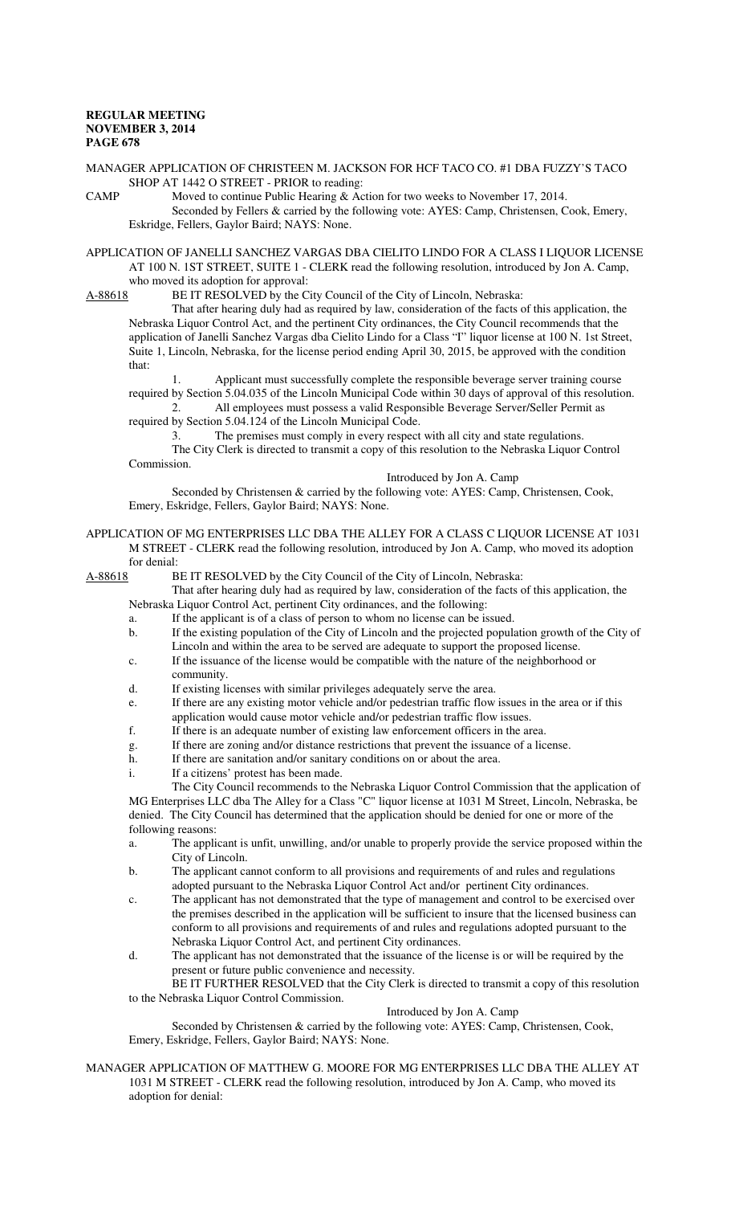MANAGER APPLICATION OF CHRISTEEN M. JACKSON FOR HCF TACO CO. #1 DBA FUZZY'S TACO SHOP AT 1442 O STREET - PRIOR to reading:

CAMP Moved to continue Public Hearing & Action for two weeks to November 17, 2014.

Seconded by Fellers & carried by the following vote: AYES: Camp, Christensen, Cook, Emery, Eskridge, Fellers, Gaylor Baird; NAYS: None.

APPLICATION OF JANELLI SANCHEZ VARGAS DBA CIELITO LINDO FOR A CLASS I LIQUOR LICENSE AT 100 N. 1ST STREET, SUITE 1 - CLERK read the following resolution, introduced by Jon A. Camp, who moved its adoption for approval:

A-88618 BE IT RESOLVED by the City Council of the City of Lincoln, Nebraska:

That after hearing duly had as required by law, consideration of the facts of this application, the Nebraska Liquor Control Act, and the pertinent City ordinances, the City Council recommends that the application of Janelli Sanchez Vargas dba Cielito Lindo for a Class "I" liquor license at 100 N. 1st Street, Suite 1, Lincoln, Nebraska, for the license period ending April 30, 2015, be approved with the condition that:

1. Applicant must successfully complete the responsible beverage server training course required by Section 5.04.035 of the Lincoln Municipal Code within 30 days of approval of this resolution.
2. All employees must possess a valid Responsible Beverage Server/Seller Permit as required by Section 5.04.124 of the Lincoln Municipal Code.
3. The premises must comply in every respect with all city and state regulations.

The City Clerk is directed to transmit a copy of this resolution to the Nebraska Liquor Control Commission.

Introduced by Jon A. Camp

Seconded by Christensen & carried by the following vote: AYES: Camp, Christensen, Cook, Emery, Eskridge, Fellers, Gaylor Baird; NAYS: None.

APPLICATION OF MG ENTERPRISES LLC DBA THE ALLEY FOR A CLASS C LIQUOR LICENSE AT 1031 M STREET - CLERK read the following resolution, introduced by Jon A. Camp, who moved its adoption for denial:

A-88618 BE IT RESOLVED by the City Council of the City of Lincoln, Nebraska:

That after hearing duly had as required by law, consideration of the facts of this application, the Nebraska Liquor Control Act, pertinent City ordinances, and the following:

a. If the applicant is of a class of person to whom no license can be issued.
b. If the existing population of the City of Lincoln and the projected population growth of the City of Lincoln and within the area to be served are adequate to support the proposed license.
c. If the issuance of the license would be compatible with the nature of the neighborhood or community.
d. If existing licenses with similar privileges adequately serve the area.
e. If there are any existing motor vehicle and/or pedestrian traffic flow issues in the area or if this application would cause motor vehicle and/or pedestrian traffic flow issues.
f. If there is an adequate number of existing law enforcement officers in the area.
g. If there are zoning and/or distance restrictions that prevent the issuance of a license.
h. If there are sanitation and/or sanitary conditions on or about the area.
i. If a citizens' protest has been made.

The City Council recommends to the Nebraska Liquor Control Commission that the application of MG Enterprises LLC dba The Alley for a Class "C" liquor license at 1031 M Street, Lincoln, Nebraska, be denied. The City Council has determined that the application should be denied for one or more of the following reasons:

a. The applicant is unfit, unwilling, and/or unable to properly provide the service proposed within the City of Lincoln.
b. The applicant cannot conform to all provisions and requirements of and rules and regulations adopted pursuant to the Nebraska Liquor Control Act and/or pertinent City ordinances.
c. The applicant has not demonstrated that the type of management and control to be exercised over the premises described in the application will be sufficient to insure that the licensed business can conform to all provisions and requirements of and rules and regulations adopted pursuant to the Nebraska Liquor Control Act, and pertinent City ordinances.
d. The applicant has not demonstrated that the issuance of the license is or will be required by the present or future public convenience and necessity.

BE IT FURTHER RESOLVED that the City Clerk is directed to transmit a copy of this resolution to the Nebraska Liquor Control Commission.

Introduced by Jon A. Camp

Seconded by Christensen & carried by the following vote: AYES: Camp, Christensen, Cook, Emery, Eskridge, Fellers, Gaylor Baird; NAYS: None.

MANAGER APPLICATION OF MATTHEW G. MOORE FOR MG ENTERPRISES LLC DBA THE ALLEY AT 1031 M STREET - CLERK read the following resolution, introduced by Jon A. Camp, who moved its adoption for denial: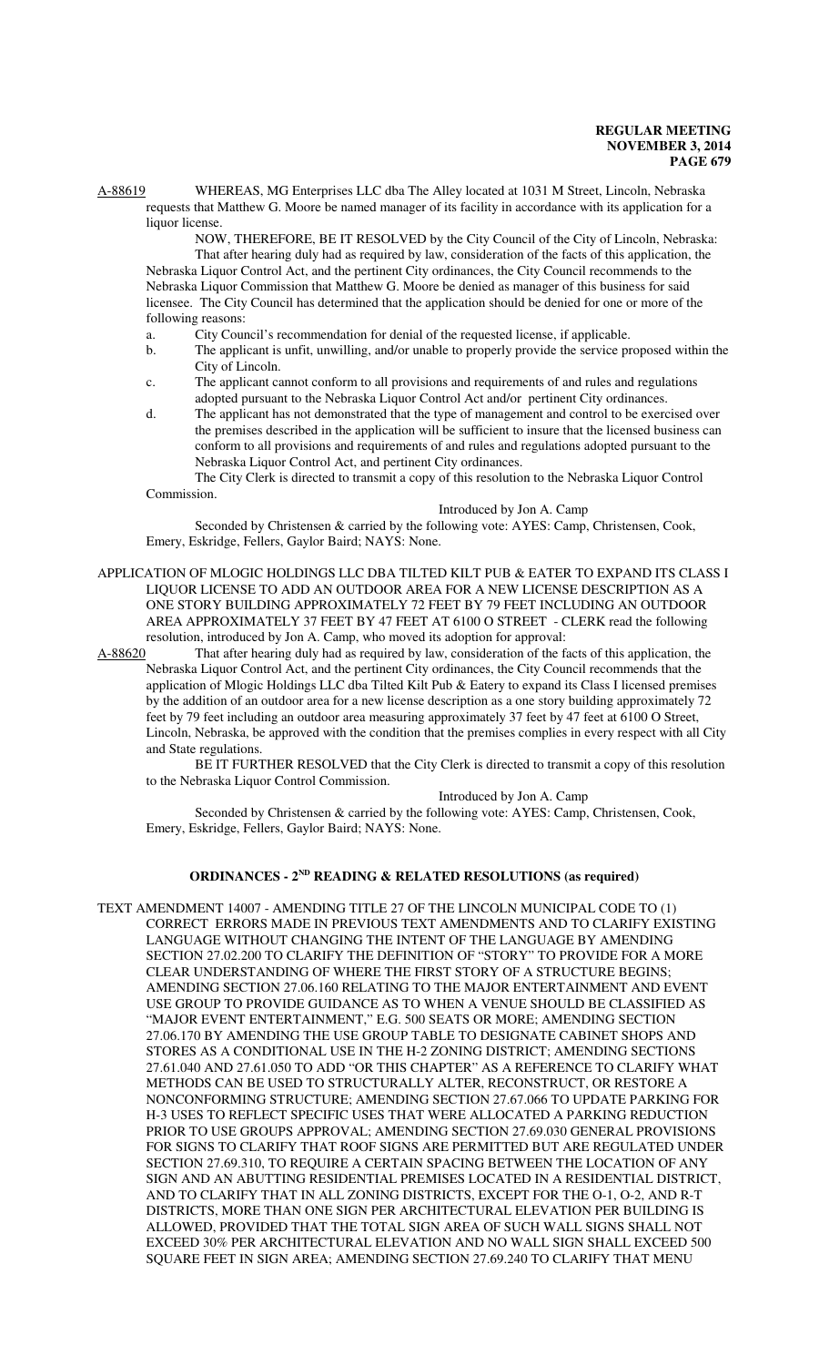A-88619 WHEREAS, MG Enterprises LLC dba The Alley located at 1031 M Street, Lincoln, Nebraska requests that Matthew G. Moore be named manager of its facility in accordance with its application for a liquor license.

NOW, THEREFORE, BE IT RESOLVED by the City Council of the City of Lincoln, Nebraska:

That after hearing duly had as required by law, consideration of the facts of this application, the Nebraska Liquor Control Act, and the pertinent City ordinances, the City Council recommends to the Nebraska Liquor Commission that Matthew G. Moore be denied as manager of this business for said licensee. The City Council has determined that the application should be denied for one or more of the following reasons:

a. City Council's recommendation for denial of the requested license, if applicable.
b. The applicant is unfit, unwilling, and/or unable to properly provide the service proposed within the City of Lincoln.
c. The applicant cannot conform to all provisions and requirements of and rules and regulations adopted pursuant to the Nebraska Liquor Control Act and/or pertinent City ordinances.
d. The applicant has not demonstrated that the type of management and control to be exercised over the premises described in the application will be sufficient to insure that the licensed business can conform to all provisions and requirements of and rules and regulations adopted pursuant to the Nebraska Liquor Control Act, and pertinent City ordinances.

The City Clerk is directed to transmit a copy of this resolution to the Nebraska Liquor Control Commission.

Introduced by Jon A. Camp

Seconded by Christensen & carried by the following vote: AYES: Camp, Christensen, Cook, Emery, Eskridge, Fellers, Gaylor Baird; NAYS: None.

APPLICATION OF MLOGIC HOLDINGS LLC DBA TILTED KILT PUB & EATER TO EXPAND ITS CLASS I LIQUOR LICENSE TO ADD AN OUTDOOR AREA FOR A NEW LICENSE DESCRIPTION AS A ONE STORY BUILDING APPROXIMATELY 72 FEET BY 79 FEET INCLUDING AN OUTDOOR AREA APPROXIMATELY 37 FEET BY 47 FEET AT 6100 O STREET - CLERK read the following resolution, introduced by Jon A. Camp, who moved its adoption for approval:

A-88620 That after hearing duly had as required by law, consideration of the facts of this application, the Nebraska Liquor Control Act, and the pertinent City ordinances, the City Council recommends that the application of Mlogic Holdings LLC dba Tilted Kilt Pub & Eatery to expand its Class I licensed premises by the addition of an outdoor area for a new license description as a one story building approximately 72 feet by 79 feet including an outdoor area measuring approximately 37 feet by 47 feet at 6100 O Street, Lincoln, Nebraska, be approved with the condition that the premises complies in every respect with all City and State regulations.

BE IT FURTHER RESOLVED that the City Clerk is directed to transmit a copy of this resolution to the Nebraska Liquor Control Commission.

Introduced by Jon A. Camp

Seconded by Christensen & carried by the following vote: AYES: Camp, Christensen, Cook, Emery, Eskridge, Fellers, Gaylor Baird; NAYS: None.

## ORDINANCES - 2ND READING & RELATED RESOLUTIONS (as required)

TEXT AMENDMENT 14007 - AMENDING TITLE 27 OF THE LINCOLN MUNICIPAL CODE TO (1) CORRECT ERRORS MADE IN PREVIOUS TEXT AMENDMENTS AND TO CLARIFY EXISTING LANGUAGE WITHOUT CHANGING THE INTENT OF THE LANGUAGE BY AMENDING SECTION 27.02.200 TO CLARIFY THE DEFINITION OF "STORY" TO PROVIDE FOR A MORE CLEAR UNDERSTANDING OF WHERE THE FIRST STORY OF A STRUCTURE BEGINS; AMENDING SECTION 27.06.160 RELATING TO THE MAJOR ENTERTAINMENT AND EVENT USE GROUP TO PROVIDE GUIDANCE AS TO WHEN A VENUE SHOULD BE CLASSIFIED AS "MAJOR EVENT ENTERTAINMENT," E.G. 500 SEATS OR MORE; AMENDING SECTION 27.06.170 BY AMENDING THE USE GROUP TABLE TO DESIGNATE CABINET SHOPS AND STORES AS A CONDITIONAL USE IN THE H-2 ZONING DISTRICT; AMENDING SECTIONS 27.61.040 AND 27.61.050 TO ADD "OR THIS CHAPTER" AS A REFERENCE TO CLARIFY WHAT METHODS CAN BE USED TO STRUCTURALLY ALTER, RECONSTRUCT, OR RESTORE A NONCONFORMING STRUCTURE; AMENDING SECTION 27.67.066 TO UPDATE PARKING FOR H-3 USES TO REFLECT SPECIFIC USES THAT WERE ALLOCATED A PARKING REDUCTION PRIOR TO USE GROUPS APPROVAL; AMENDING SECTION 27.69.030 GENERAL PROVISIONS FOR SIGNS TO CLARIFY THAT ROOF SIGNS ARE PERMITTED BUT ARE REGULATED UNDER SECTION 27.69.310, TO REQUIRE A CERTAIN SPACING BETWEEN THE LOCATION OF ANY SIGN AND AN ABUTTING RESIDENTIAL PREMISES LOCATED IN A RESIDENTIAL DISTRICT, AND TO CLARIFY THAT IN ALL ZONING DISTRICTS, EXCEPT FOR THE O-1, O-2, AND R-T DISTRICTS, MORE THAN ONE SIGN PER ARCHITECTURAL ELEVATION PER BUILDING IS ALLOWED, PROVIDED THAT THE TOTAL SIGN AREA OF SUCH WALL SIGNS SHALL NOT EXCEED 30% PER ARCHITECTURAL ELEVATION AND NO WALL SIGN SHALL EXCEED 500 SQUARE FEET IN SIGN AREA; AMENDING SECTION 27.69.240 TO CLARIFY THAT MENU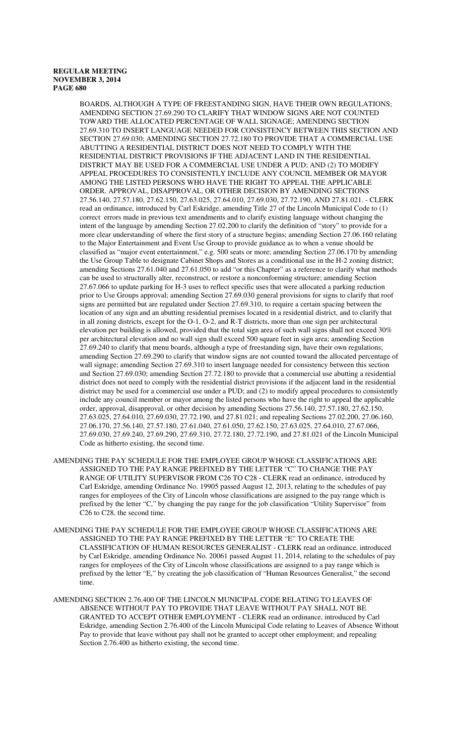BOARDS, ALTHOUGH A TYPE OF FREESTANDING SIGN, HAVE THEIR OWN REGULATIONS; AMENDING SECTION 27.69.290 TO CLARIFY THAT WINDOW SIGNS ARE NOT COUNTED TOWARD THE ALLOCATED PERCENTAGE OF WALL SIGNAGE; AMENDING SECTION 27.69.310 TO INSERT LANGUAGE NEEDED FOR CONSISTENCY BETWEEN THIS SECTION AND SECTION 27.69.030; AMENDING SECTION 27.72.180 TO PROVIDE THAT A COMMERCIAL USE ABUTTING A RESIDENTIAL DISTRICT DOES NOT NEED TO COMPLY WITH THE RESIDENTIAL DISTRICT PROVISIONS IF THE ADJACENT LAND IN THE RESIDENTIAL DISTRICT MAY BE USED FOR A COMMERCIAL USE UNDER A PUD; AND (2) TO MODIFY APPEAL PROCEDURES TO CONSISTENTLY INCLUDE ANY COUNCIL MEMBER OR MAYOR AMONG THE LISTED PERSONS WHO HAVE THE RIGHT TO APPEAL THE APPLICABLE ORDER, APPROVAL, DISAPPROVAL, OR OTHER DECISION BY AMENDING SECTIONS 27.56.140, 27.57.180, 27.62.150, 27.63.025, 27.64.010, 27.69.030, 27.72.190, AND 27.81.021. - CLERK read an ordinance, introduced by Carl Eskridge, amending Title 27 of the Lincoln Municipal Code to (1) correct errors made in previous text amendments and to clarify existing language without changing the intent of the language by amending Section 27.02.200 to clarify the definition of "story" to provide for a more clear understanding of where the first story of a structure begins; amending Section 27.06.160 relating to the Major Entertainment and Event Use Group to provide guidance as to when a venue should be classified as "major event entertainment," e.g. 500 seats or more; amending Section 27.06.170 by amending the Use Group Table to designate Cabinet Shops and Stores as a conditional use in the H-2 zoning district; amending Sections 27.61.040 and 27.61.050 to add "or this Chapter" as a reference to clarify what methods can be used to structurally alter, reconstruct, or restore a nonconforming structure; amending Section 27.67.066 to update parking for H-3 uses to reflect specific uses that were allocated a parking reduction prior to Use Groups approval; amending Section 27.69.030 general provisions for signs to clarify that roof signs are permitted but are regulated under Section 27.69.310, to require a certain spacing between the location of any sign and an abutting residential premises located in a residential district, and to clarify that in all zoning districts, except for the O-1, O-2, and R-T districts, more than one sign per architectural elevation per building is allowed, provided that the total sign area of such wall signs shall not exceed 30% per architectural elevation and no wall sign shall exceed 500 square feet in sign area; amending Section 27.69.240 to clarify that menu boards, although a type of freestanding sign, have their own regulations; amending Section 27.69.290 to clarify that window signs are not counted toward the allocated percentage of wall signage; amending Section 27.69.310 to insert language needed for consistency between this section and Section 27.69.030; amending Section 27.72.180 to provide that a commercial use abutting a residential district does not need to comply with the residential district provisions if the adjacent land in the residential district may be used for a commercial use under a PUD; and (2) to modify appeal procedures to consistently include any council member or mayor among the listed persons who have the right to appeal the applicable order, approval, disapproval, or other decision by amending Sections 27.56.140, 27.57.180, 27.62.150, 27.63.025, 27.64.010, 27.69.030, 27.72.190, and 27.81.021; and repealing Sections 27.02.200, 27.06.160, 27.06.170, 27.56.140, 27.57.180, 27.61.040, 27.61.050, 27.62.150, 27.63.025, 27.64.010, 27.67.066, 27.69.030, 27.69.240, 27.69.290, 27.69.310, 27.72.180, 27.72.190, and 27.81.021 of the Lincoln Municipal Code as hitherto existing, the second time.

AMENDING THE PAY SCHEDULE FOR THE EMPLOYEE GROUP WHOSE CLASSIFICATIONS ARE ASSIGNED TO THE PAY RANGE PREFIXED BY THE LETTER "C" TO CHANGE THE PAY RANGE OF UTILITY SUPERVISOR FROM C26 TO C28 - CLERK read an ordinance, introduced by Carl Eskridge, amending Ordinance No. 19905 passed August 12, 2013, relating to the schedules of pay ranges for employees of the City of Lincoln whose classifications are assigned to the pay range which is prefixed by the letter "C," by changing the pay range for the job classification "Utility Supervisor" from C26 to C28, the second time.

AMENDING THE PAY SCHEDULE FOR THE EMPLOYEE GROUP WHOSE CLASSIFICATIONS ARE ASSIGNED TO THE PAY RANGE PREFIXED BY THE LETTER "E" TO CREATE THE CLASSIFICATION OF HUMAN RESOURCES GENERALIST - CLERK read an ordinance, introduced by Carl Eskridge, amending Ordinance No. 20061 passed August 11, 2014, relating to the schedules of pay ranges for employees of the City of Lincoln whose classifications are assigned to a pay range which is prefixed by the letter "E," by creating the job classification of "Human Resources Generalist," the second time.

AMENDING SECTION 2.76.400 OF THE LINCOLN MUNICIPAL CODE RELATING TO LEAVES OF ABSENCE WITHOUT PAY TO PROVIDE THAT LEAVE WITHOUT PAY SHALL NOT BE GRANTED TO ACCEPT OTHER EMPLOYMENT - CLERK read an ordinance, introduced by Carl Eskridge, amending Section 2.76.400 of the Lincoln Municipal Code relating to Leaves of Absence Without Pay to provide that leave without pay shall not be granted to accept other employment; and repealing Section 2.76.400 as hitherto existing, the second time.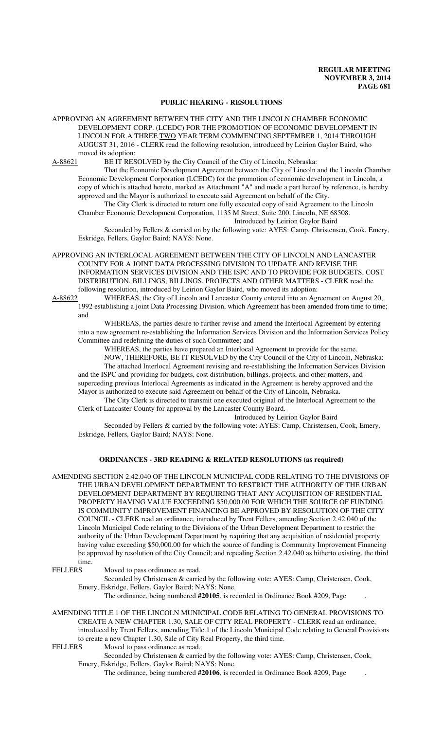## PUBLIC HEARING - RESOLUTIONS

APPROVING AN AGREEMENT BETWEEN THE CITY AND THE LINCOLN CHAMBER ECONOMIC DEVELOPMENT CORP. (LCEDC) FOR THE PROMOTION OF ECONOMIC DEVELOPMENT IN LINCOLN FOR A ~~THREE~~ TWO YEAR TERM COMMENCING SEPTEMBER 1, 2014 THROUGH AUGUST 31, 2016 - CLERK read the following resolution, introduced by Leirion Gaylor Baird, who moved its adoption:

A-88621 BE IT RESOLVED by the City Council of the City of Lincoln, Nebraska:

That the Economic Development Agreement between the City of Lincoln and the Lincoln Chamber Economic Development Corporation (LCEDC) for the promotion of economic development in Lincoln, a copy of which is attached hereto, marked as Attachment "A" and made a part hereof by reference, is hereby approved and the Mayor is authorized to execute said Agreement on behalf of the City.

The City Clerk is directed to return one fully executed copy of said Agreement to the Lincoln Chamber Economic Development Corporation, 1135 M Street, Suite 200, Lincoln, NE 68508.

Introduced by Leirion Gaylor Baird

Seconded by Fellers & carried on by the following vote: AYES: Camp, Christensen, Cook, Emery, Eskridge, Fellers, Gaylor Baird; NAYS: None.

APPROVING AN INTERLOCAL AGREEMENT BETWEEN THE CITY OF LINCOLN AND LANCASTER COUNTY FOR A JOINT DATA PROCESSING DIVISION TO UPDATE AND REVISE THE INFORMATION SERVICES DIVISION AND THE ISPC AND TO PROVIDE FOR BUDGETS, COST DISTRIBUTION, BILLINGS, BILLINGS, PROJECTS AND OTHER MATTERS - CLERK read the following resolution, introduced by Leirion Gaylor Baird, who moved its adoption:

A-88622 WHEREAS, the City of Lincoln and Lancaster County entered into an Agreement on August 20, 1992 establishing a joint Data Processing Division, which Agreement has been amended from time to time; and

WHEREAS, the parties desire to further revise and amend the Interlocal Agreement by entering into a new agreement re-establishing the Information Services Division and the Information Services Policy Committee and redefining the duties of such Committee; and

WHEREAS, the parties have prepared an Interlocal Agreement to provide for the same.

NOW, THEREFORE, BE IT RESOLVED by the City Council of the City of Lincoln, Nebraska:

The attached Interlocal Agreement revising and re-establishing the Information Services Division and the ISPC and providing for budgets, cost distribution, billings, projects, and other matters, and superceding previous Interlocal Agreements as indicated in the Agreement is hereby approved and the Mayor is authorized to execute said Agreement on behalf of the City of Lincoln, Nebraska.

The City Clerk is directed to transmit one executed original of the Interlocal Agreement to the Clerk of Lancaster County for approval by the Lancaster County Board.

Introduced by Leirion Gaylor Baird

Seconded by Fellers & carried by the following vote: AYES: Camp, Christensen, Cook, Emery, Eskridge, Fellers, Gaylor Baird; NAYS: None.

## ORDINANCES - 3RD READING & RELATED RESOLUTIONS (as required)

AMENDING SECTION 2.42.040 OF THE LINCOLN MUNICIPAL CODE RELATING TO THE DIVISIONS OF THE URBAN DEVELOPMENT DEPARTMENT TO RESTRICT THE AUTHORITY OF THE URBAN DEVELOPMENT DEPARTMENT BY REQUIRING THAT ANY ACQUISITION OF RESIDENTIAL PROPERTY HAVING VALUE EXCEEDING $50,000.00 FOR WHICH THE SOURCE OF FUNDING IS COMMUNITY IMPROVEMENT FINANCING BE APPROVED BY RESOLUTION OF THE CITY COUNCIL - CLERK read an ordinance, introduced by Trent Fellers, amending Section 2.42.040 of the Lincoln Municipal Code relating to the Divisions of the Urban Development Department to restrict the authority of the Urban Development Department by requiring that any acquisition of residential property having value exceeding $50,000.00 for which the source of funding is Community Improvement Financing be approved by resolution of the City Council; and repealing Section 2.42.040 as hitherto existing, the third time.

FELLERS Moved to pass ordinance as read.

Seconded by Christensen & carried by the following vote: AYES: Camp, Christensen, Cook, Emery, Eskridge, Fellers, Gaylor Baird; NAYS: None.

The ordinance, being numbered **#20105**, is recorded in Ordinance Book #209, Page .

AMENDING TITLE 1 OF THE LINCOLN MUNICIPAL CODE RELATING TO GENERAL PROVISIONS TO CREATE A NEW CHAPTER 1.30, SALE OF CITY REAL PROPERTY - CLERK read an ordinance, introduced by Trent Fellers, amending Title 1 of the Lincoln Municipal Code relating to General Provisions to create a new Chapter 1.30, Sale of City Real Property, the third time.

FELLERS Moved to pass ordinance as read.

Seconded by Christensen & carried by the following vote: AYES: Camp, Christensen, Cook, Emery, Eskridge, Fellers, Gaylor Baird; NAYS: None.

The ordinance, being numbered **#20106**, is recorded in Ordinance Book #209, Page .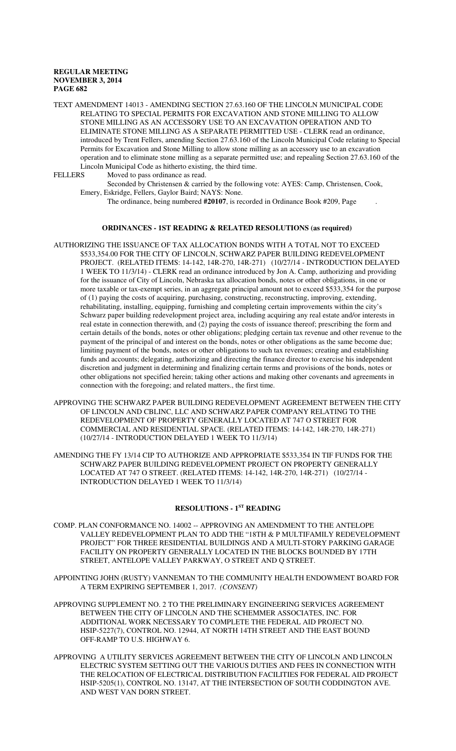TEXT AMENDMENT 14013 - AMENDING SECTION 27.63.160 OF THE LINCOLN MUNICIPAL CODE RELATING TO SPECIAL PERMITS FOR EXCAVATION AND STONE MILLING TO ALLOW STONE MILLING AS AN ACCESSORY USE TO AN EXCAVATION OPERATION AND TO ELIMINATE STONE MILLING AS A SEPARATE PERMITTED USE - CLERK read an ordinance, introduced by Trent Fellers, amending Section 27.63.160 of the Lincoln Municipal Code relating to Special Permits for Excavation and Stone Milling to allow stone milling as an accessory use to an excavation operation and to eliminate stone milling as a separate permitted use; and repealing Section 27.63.160 of the Lincoln Municipal Code as hitherto existing, the third time.

FELLERS Moved to pass ordinance as read.

Seconded by Christensen & carried by the following vote: AYES: Camp, Christensen, Cook, Emery, Eskridge, Fellers, Gaylor Baird; NAYS: None.

The ordinance, being numbered **#20107**, is recorded in Ordinance Book #209, Page .

## ORDINANCES - 1ST READING & RELATED RESOLUTIONS (as required)

AUTHORIZING THE ISSUANCE OF TAX ALLOCATION BONDS WITH A TOTAL NOT TO EXCEED $533,354.00 FOR THE CITY OF LINCOLN, SCHWARZ PAPER BUILDING REDEVELOPMENT PROJECT. (RELATED ITEMS: 14-142, 14R-270, 14R-271) (10/27/14 - INTRODUCTION DELAYED 1 WEEK TO 11/3/14) - CLERK read an ordinance introduced by Jon A. Camp, authorizing and providing for the issuance of City of Lincoln, Nebraska tax allocation bonds, notes or other obligations, in one or more taxable or tax-exempt series, in an aggregate principal amount not to exceed $533,354 for the purpose of (1) paying the costs of acquiring, purchasing, constructing, reconstructing, improving, extending, rehabilitating, installing, equipping, furnishing and completing certain improvements within the city's Schwarz paper building redevelopment project area, including acquiring any real estate and/or interests in real estate in connection therewith, and (2) paying the costs of issuance thereof; prescribing the form and certain details of the bonds, notes or other obligations; pledging certain tax revenue and other revenue to the payment of the principal of and interest on the bonds, notes or other obligations as the same become due; limiting payment of the bonds, notes or other obligations to such tax revenues; creating and establishing funds and accounts; delegating, authorizing and directing the finance director to exercise his independent discretion and judgment in determining and finalizing certain terms and provisions of the bonds, notes or other obligations not specified herein; taking other actions and making other covenants and agreements in connection with the foregoing; and related matters., the first time.

APPROVING THE SCHWARZ PAPER BUILDING REDEVELOPMENT AGREEMENT BETWEEN THE CITY OF LINCOLN AND CBLINC, LLC AND SCHWARZ PAPER COMPANY RELATING TO THE REDEVELOPMENT OF PROPERTY GENERALLY LOCATED AT 747 O STREET FOR COMMERCIAL AND RESIDENTIAL SPACE. (RELATED ITEMS: 14-142, 14R-270, 14R-271) (10/27/14 - INTRODUCTION DELAYED 1 WEEK TO 11/3/14)

AMENDING THE FY 13/14 CIP TO AUTHORIZE AND APPROPRIATE $533,354 IN TIF FUNDS FOR THE SCHWARZ PAPER BUILDING REDEVELOPMENT PROJECT ON PROPERTY GENERALLY LOCATED AT 747 O STREET. (RELATED ITEMS: 14-142, 14R-270, 14R-271) (10/27/14 - INTRODUCTION DELAYED 1 WEEK TO 11/3/14)

## RESOLUTIONS - 1ST READING

COMP. PLAN CONFORMANCE NO. 14002 -- APPROVING AN AMENDMENT TO THE ANTELOPE VALLEY REDEVELOPMENT PLAN TO ADD THE "18TH & P MULTIFAMILY REDEVELOPMENT PROJECT" FOR THREE RESIDENTIAL BUILDINGS AND A MULTI-STORY PARKING GARAGE FACILITY ON PROPERTY GENERALLY LOCATED IN THE BLOCKS BOUNDED BY 17TH STREET, ANTELOPE VALLEY PARKWAY, O STREET AND Q STREET.

APPOINTING JOHN (RUSTY) VANNEMAN TO THE COMMUNITY HEALTH ENDOWMENT BOARD FOR A TERM EXPIRING SEPTEMBER 1, 2017. *(CONSENT)*

APPROVING SUPPLEMENT NO. 2 TO THE PRELIMINARY ENGINEERING SERVICES AGREEMENT BETWEEN THE CITY OF LINCOLN AND THE SCHEMMER ASSOCIATES, INC. FOR ADDITIONAL WORK NECESSARY TO COMPLETE THE FEDERAL AID PROJECT NO. HSIP-5227(7), CONTROL NO. 12944, AT NORTH 14TH STREET AND THE EAST BOUND OFF-RAMP TO U.S. HIGHWAY 6.

APPROVING A UTILITY SERVICES AGREEMENT BETWEEN THE CITY OF LINCOLN AND LINCOLN ELECTRIC SYSTEM SETTING OUT THE VARIOUS DUTIES AND FEES IN CONNECTION WITH THE RELOCATION OF ELECTRICAL DISTRIBUTION FACILITIES FOR FEDERAL AID PROJECT HSIP-5205(1), CONTROL NO. 13147, AT THE INTERSECTION OF SOUTH CODDINGTON AVE. AND WEST VAN DORN STREET.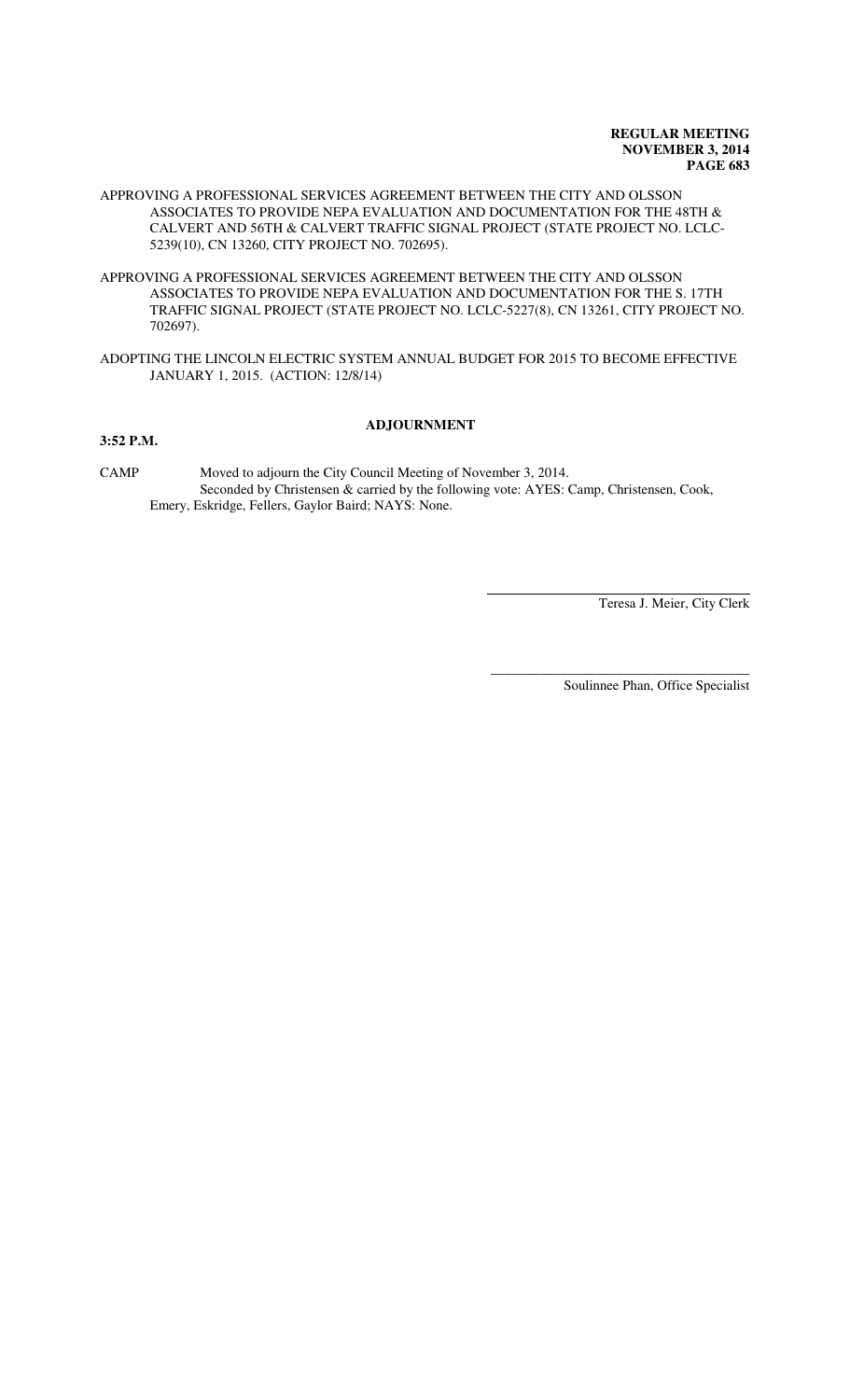APPROVING A PROFESSIONAL SERVICES AGREEMENT BETWEEN THE CITY AND OLSSON ASSOCIATES TO PROVIDE NEPA EVALUATION AND DOCUMENTATION FOR THE 48TH & CALVERT AND 56TH & CALVERT TRAFFIC SIGNAL PROJECT (STATE PROJECT NO. LCLC-5239(10), CN 13260, CITY PROJECT NO. 702695).

APPROVING A PROFESSIONAL SERVICES AGREEMENT BETWEEN THE CITY AND OLSSON ASSOCIATES TO PROVIDE NEPA EVALUATION AND DOCUMENTATION FOR THE S. 17TH TRAFFIC SIGNAL PROJECT (STATE PROJECT NO. LCLC-5227(8), CN 13261, CITY PROJECT NO. 702697).

ADOPTING THE LINCOLN ELECTRIC SYSTEM ANNUAL BUDGET FOR 2015 TO BECOME EFFECTIVE JANUARY 1, 2015. (ACTION: 12/8/14)

## ADJOURNMENT

**3:52 P.M.**

CAMP Moved to adjourn the City Council Meeting of November 3, 2014.
Seconded by Christensen & carried by the following vote: AYES: Camp, Christensen, Cook, Emery, Eskridge, Fellers, Gaylor Baird; NAYS: None.

Teresa J. Meier, City Clerk

Soulinnee Phan, Office Specialist